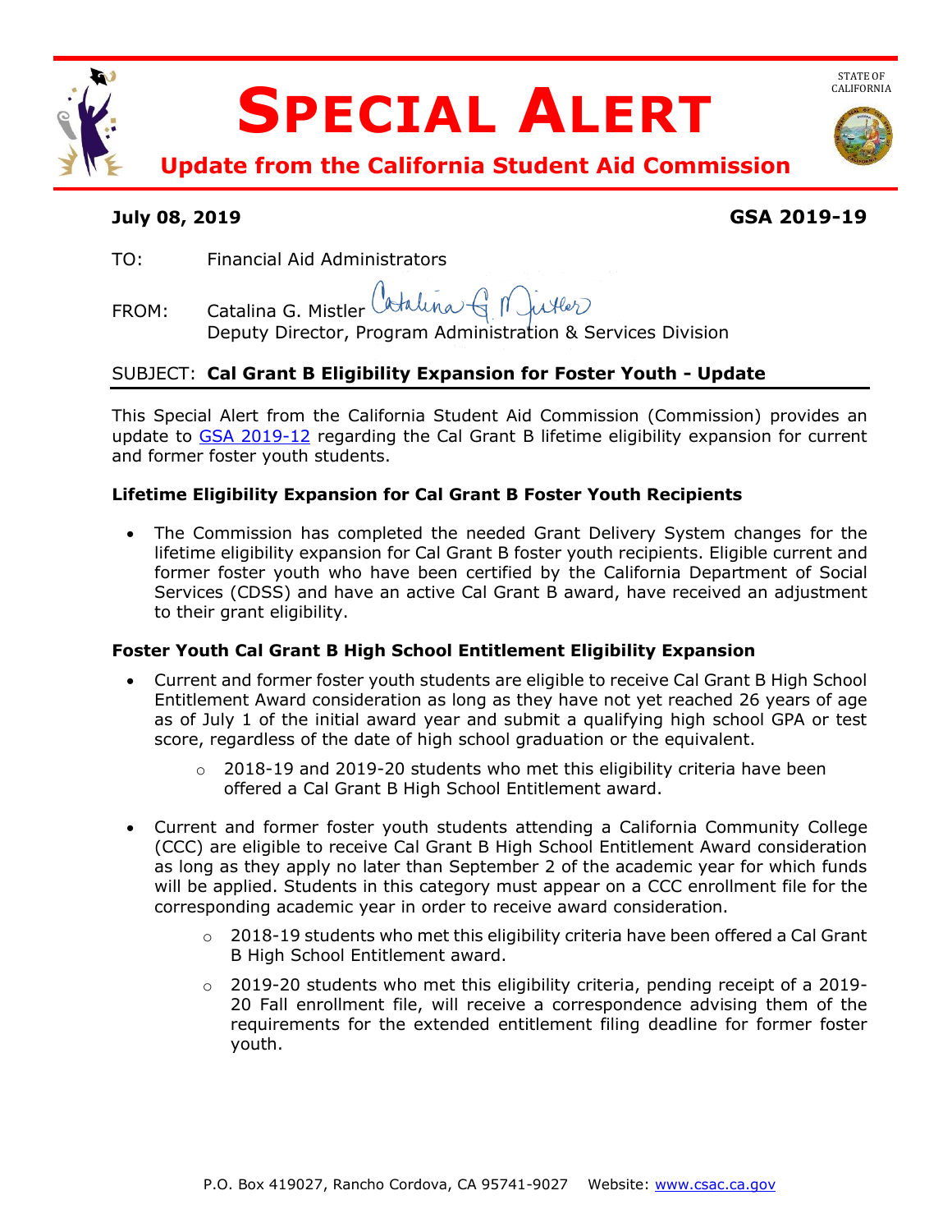# SPECIAL ALERT

## Update from the California Student Aid Commission

STATE OF CALIFORNIA

**July 08, 2019** **GSA 2019-19**

TO: Financial Aid Administrators

FROM: Catalina G. Mistler
Deputy Director, Program Administration & Services Division

SUBJECT: **Cal Grant B Eligibility Expansion for Foster Youth - Update**

This Special Alert from the California Student Aid Commission (Commission) provides an update to GSA 2019-12 regarding the Cal Grant B lifetime eligibility expansion for current and former foster youth students.

### Lifetime Eligibility Expansion for Cal Grant B Foster Youth Recipients

- The Commission has completed the needed Grant Delivery System changes for the lifetime eligibility expansion for Cal Grant B foster youth recipients. Eligible current and former foster youth who have been certified by the California Department of Social Services (CDSS) and have an active Cal Grant B award, have received an adjustment to their grant eligibility.

### Foster Youth Cal Grant B High School Entitlement Eligibility Expansion

- Current and former foster youth students are eligible to receive Cal Grant B High School Entitlement Award consideration as long as they have not yet reached 26 years of age as of July 1 of the initial award year and submit a qualifying high school GPA or test score, regardless of the date of high school graduation or the equivalent.
  - 2018-19 and 2019-20 students who met this eligibility criteria have been offered a Cal Grant B High School Entitlement award.
- Current and former foster youth students attending a California Community College (CCC) are eligible to receive Cal Grant B High School Entitlement Award consideration as long as they apply no later than September 2 of the academic year for which funds will be applied. Students in this category must appear on a CCC enrollment file for the corresponding academic year in order to receive award consideration.
  - 2018-19 students who met this eligibility criteria have been offered a Cal Grant B High School Entitlement award.
  - 2019-20 students who met this eligibility criteria, pending receipt of a 2019-20 Fall enrollment file, will receive a correspondence advising them of the requirements for the extended entitlement filing deadline for former foster youth.

P.O. Box 419027, Rancho Cordova, CA 95741-9027 Website: www.csac.ca.gov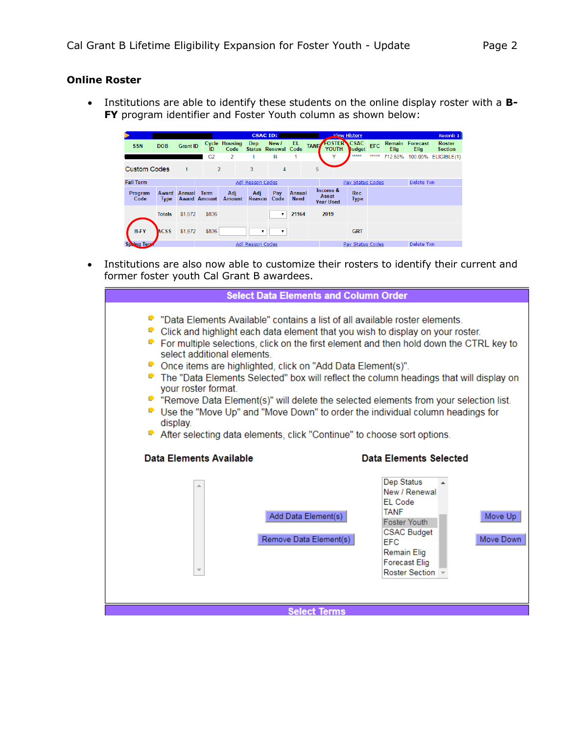## Online Roster

- Institutions are able to identify these students on the online display roster with a **B-FY** program identifier and Foster Youth column as shown below:

| SSN | DOB | Grant ID | Cycle ID | Housing Code | Dep Status | New / Renewal | EL Code | TANF | FOSTER YOUTH | CSAC Budget | EFC | Remain Elig | Forecast Elig | Roster Section |
|---|---|---|---|---|---|---|---|---|---|---|---|---|---|---|
| | | | C2 | 2 | I | R | 1 | | Y | xxxxx | xxxxx | 712.50% | 100.00% | ELIGIBLE(1) |

Custom Codes: 1, 2, 3, 4, 5

Fall Term — Adj Reason Codes — Pay Status Codes — Delete Txn

| Program Code | Award Type | Annual Award | Term Amount | Adj Amount | Adj Reason | Pay Code | Annual Need | Income & Asset Year Used | Rec Type |
|---|---|---|---|---|---|---|---|---|---|
| | Totals | $1,672 | $836 | | | | 21164 | 2019 | |
| B-FY | ACSS | $1,672 | $836 | | | | | | GRT |

Spring Term — Adj Reason Codes — Pay Status Codes — Delete Txn

- Institutions are also now able to customize their rosters to identify their current and former foster youth Cal Grant B awardees.

**Select Data Elements and Column Order**

- "Data Elements Available" contains a list of all available roster elements.
- Click and highlight each data element that you wish to display on your roster.
- For multiple selections, click on the first element and then hold down the CTRL key to select additional elements.
- Once items are highlighted, click on "Add Data Element(s)".
- The "Data Elements Selected" box will reflect the column headings that will display on your roster format.
- "Remove Data Element(s)" will delete the selected elements from your selection list.
- Use the "Move Up" and "Move Down" to order the individual column headings for display.
- After selecting data elements, click "Continue" to choose sort options.

**Data Elements Available**

**Data Elements Selected**

- Dep Status
- New / Renewal
- EL Code
- TANF
- Foster Youth
- CSAC Budget
- EFC
- Remain Elig
- Forecast Elig
- Roster Section

Add Data Element(s) | Remove Data Element(s) | Move Up | Move Down

**Select Terms**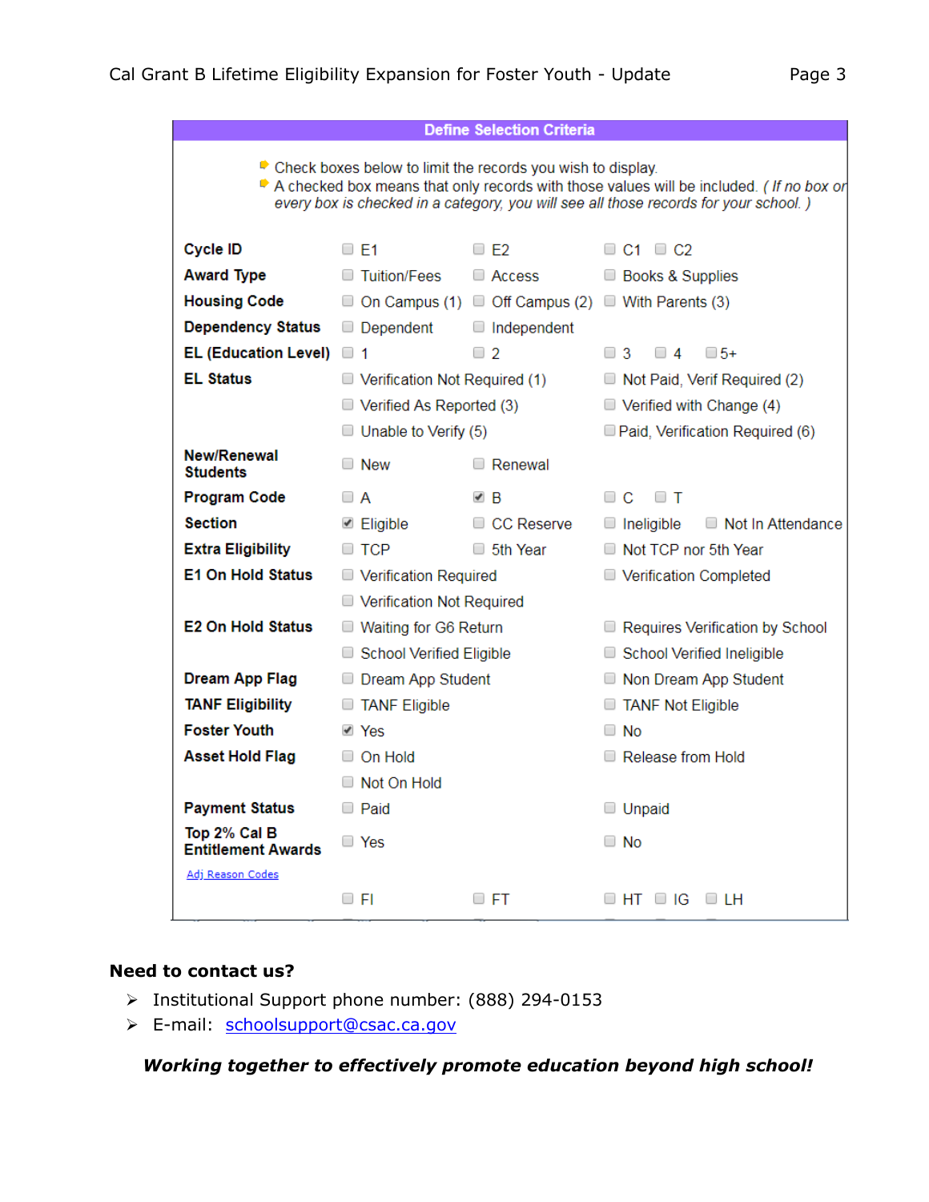**Define Selection Criteria**

- Check boxes below to limit the records you wish to display.
- A checked box means that only records with those values will be included. *( If no box or every box is checked in a category, you will see all those records for your school. )*

| | | | | | |
|---|---|---|---|---|---|
| **Cycle ID** | ☐ E1 | ☐ E2 | ☐ C1 | ☐ C2 | |
| **Award Type** | ☐ Tuition/Fees | ☐ Access | ☐ Books & Supplies | | |
| **Housing Code** | ☐ On Campus (1) | ☐ Off Campus (2) | ☐ With Parents (3) | | |
| **Dependency Status** | ☐ Dependent | ☐ Independent | | | |
| **EL (Education Level)** | ☐ 1 | ☐ 2 | ☐ 3 | ☐ 4 | ☐ 5+ |
| **EL Status** | ☐ Verification Not Required (1) | | ☐ Not Paid, Verif Required (2) | | |
| | ☐ Verified As Reported (3) | | ☐ Verified with Change (4) | | |
| | ☐ Unable to Verify (5) | | ☐ Paid, Verification Required (6) | | |
| **New/Renewal Students** | ☐ New | ☐ Renewal | | | |
| **Program Code** | ☐ A | ☑ B | ☐ C | ☐ T | |
| **Section** | ☑ Eligible | ☐ CC Reserve | ☐ Ineligible | ☐ Not In Attendance | |
| **Extra Eligibility** | ☐ TCP | ☐ 5th Year | ☐ Not TCP nor 5th Year | | |
| **E1 On Hold Status** | ☐ Verification Required | | ☐ Verification Completed | | |
| | ☐ Verification Not Required | | | | |
| **E2 On Hold Status** | ☐ Waiting for G6 Return | | ☐ Requires Verification by School | | |
| | ☐ School Verified Eligible | | ☐ School Verified Ineligible | | |
| **Dream App Flag** | ☐ Dream App Student | | ☐ Non Dream App Student | | |
| **TANF Eligibility** | ☐ TANF Eligible | | ☐ TANF Not Eligible | | |
| **Foster Youth** | ☑ Yes | | ☐ No | | |
| **Asset Hold Flag** | ☐ On Hold | | ☐ Release from Hold | | |
| | ☐ Not On Hold | | | | |
| **Payment Status** | ☐ Paid | | ☐ Unpaid | | |
| **Top 2% Cal B Entitlement Awards** | ☐ Yes | | ☐ No | | |
| Adj Reason Codes | ☐ FI | ☐ FT | ☐ HT | ☐ IG | ☐ LH |

**Need to contact us?**

- Institutional Support phone number: (888) 294-0153
- E-mail: schoolsupport@csac.ca.gov

***Working together to effectively promote education beyond high school!***